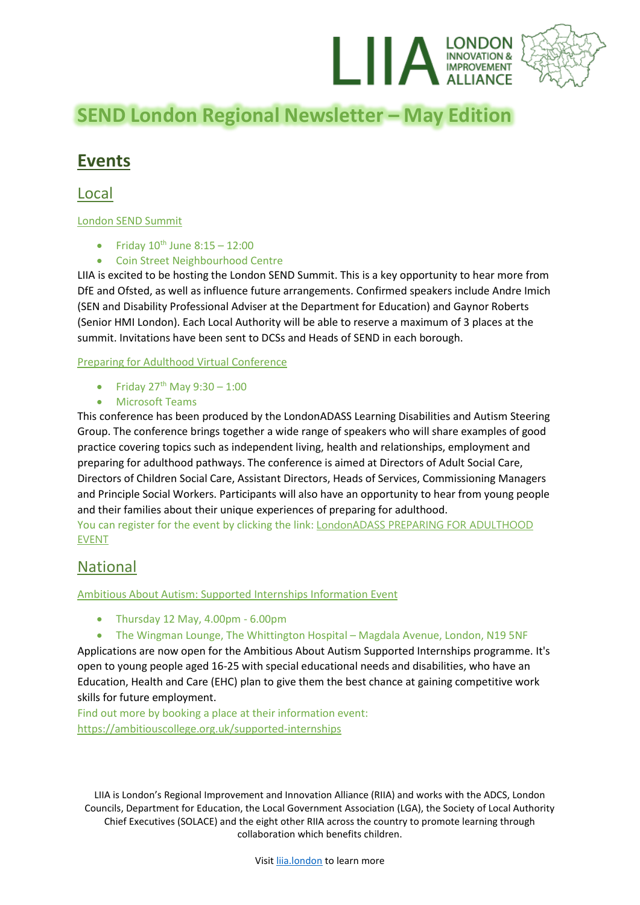# SEND London Regional Newsletter – May Edition

## Events

### Local

London SEND Summit

- Friday 10th June 8:15 – 12:00
- Coin Street Neighbourhood Centre

LIIA is excited to be hosting the London SEND Summit. This is a key opportunity to hear more from DfE and Ofsted, as well as influence future arrangements. Confirmed speakers include Andre Imich (SEN and Disability Professional Adviser at the Department for Education) and Gaynor Roberts (Senior HMI London). Each Local Authority will be able to reserve a maximum of 3 places at the summit. Invitations have been sent to DCSs and Heads of SEND in each borough.

Preparing for Adulthood Virtual Conference

- Friday 27th May 9:30 – 1:00
- Microsoft Teams

This conference has been produced by the LondonADASS Learning Disabilities and Autism Steering Group. The conference brings together a wide range of speakers who will share examples of good practice covering topics such as independent living, health and relationships, employment and preparing for adulthood pathways. The conference is aimed at Directors of Adult Social Care, Directors of Children Social Care, Assistant Directors, Heads of Services, Commissioning Managers and Principle Social Workers. Participants will also have an opportunity to hear from young people and their families about their unique experiences of preparing for adulthood.

You can register for the event by clicking the link: LondonADASS PREPARING FOR ADULTHOOD EVENT

### National

Ambitious About Autism: Supported Internships Information Event

- Thursday 12 May, 4.00pm - 6.00pm
- The Wingman Lounge, The Whittington Hospital – Magdala Avenue, London, N19 5NF

Applications are now open for the Ambitious About Autism Supported Internships programme. It's open to young people aged 16-25 with special educational needs and disabilities, who have an Education, Health and Care (EHC) plan to give them the best chance at gaining competitive work skills for future employment.

Find out more by booking a place at their information event: https://ambitiouscollege.org.uk/supported-internships

LIIA is London's Regional Improvement and Innovation Alliance (RIIA) and works with the ADCS, London Councils, Department for Education, the Local Government Association (LGA), the Society of Local Authority Chief Executives (SOLACE) and the eight other RIIA across the country to promote learning through collaboration which benefits children.

Visit liia.london to learn more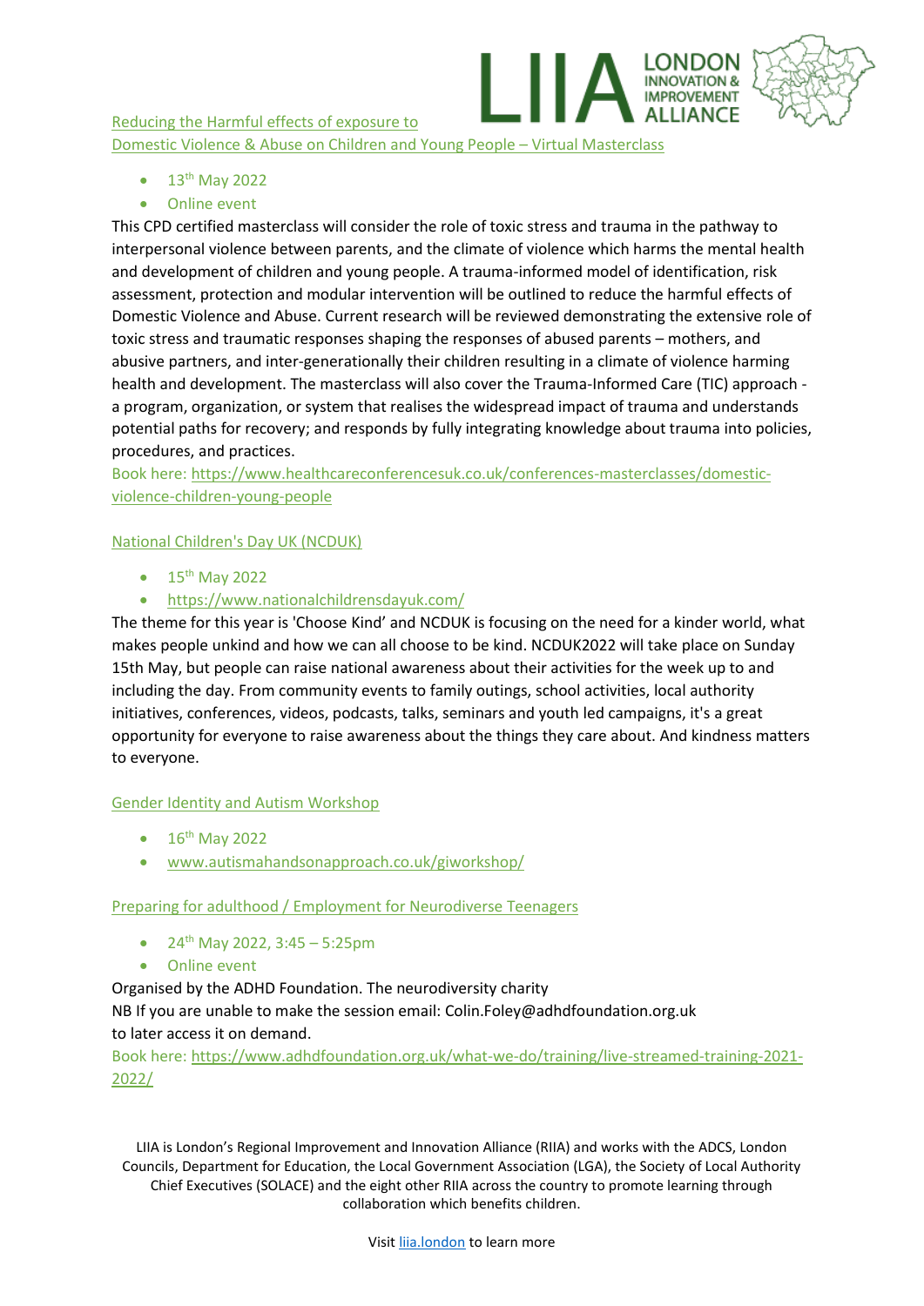[Reducing the Harmful effects of exposure to Domestic Violence & Abuse on Children and Young People – Virtual Masterclass](#)

- 13th May 2022
- Online event

This CPD certified masterclass will consider the role of toxic stress and trauma in the pathway to interpersonal violence between parents, and the climate of violence which harms the mental health and development of children and young people. A trauma-informed model of identification, risk assessment, protection and modular intervention will be outlined to reduce the harmful effects of Domestic Violence and Abuse. Current research will be reviewed demonstrating the extensive role of toxic stress and traumatic responses shaping the responses of abused parents – mothers, and abusive partners, and inter-generationally their children resulting in a climate of violence harming health and development. The masterclass will also cover the Trauma-Informed Care (TIC) approach - a program, organization, or system that realises the widespread impact of trauma and understands potential paths for recovery; and responds by fully integrating knowledge about trauma into policies, procedures, and practices.

Book here: https://www.healthcareconferencesuk.co.uk/conferences-masterclasses/domestic-violence-children-young-people

[National Children's Day UK (NCDUK)](#)

- 15th May 2022
- https://www.nationalchildrensdayuk.com/

The theme for this year is 'Choose Kind' and NCDUK is focusing on the need for a kinder world, what makes people unkind and how we can all choose to be kind. NCDUK2022 will take place on Sunday 15th May, but people can raise national awareness about their activities for the week up to and including the day. From community events to family outings, school activities, local authority initiatives, conferences, videos, podcasts, talks, seminars and youth led campaigns, it's a great opportunity for everyone to raise awareness about the things they care about. And kindness matters to everyone.

[Gender Identity and Autism Workshop](#)

- 16th May 2022
- www.autismahandsonapproach.co.uk/giworkshop/

[Preparing for adulthood / Employment for Neurodiverse Teenagers](#)

- 24th May 2022, 3:45 – 5:25pm
- Online event

Organised by the ADHD Foundation. The neurodiversity charity
NB If you are unable to make the session email: Colin.Foley@adhdfoundation.org.uk
to later access it on demand.

Book here: https://www.adhdfoundation.org.uk/what-we-do/training/live-streamed-training-2021-2022/

LIIA is London's Regional Improvement and Innovation Alliance (RIIA) and works with the ADCS, London Councils, Department for Education, the Local Government Association (LGA), the Society of Local Authority Chief Executives (SOLACE) and the eight other RIIA across the country to promote learning through collaboration which benefits children.

Visit liia.london to learn more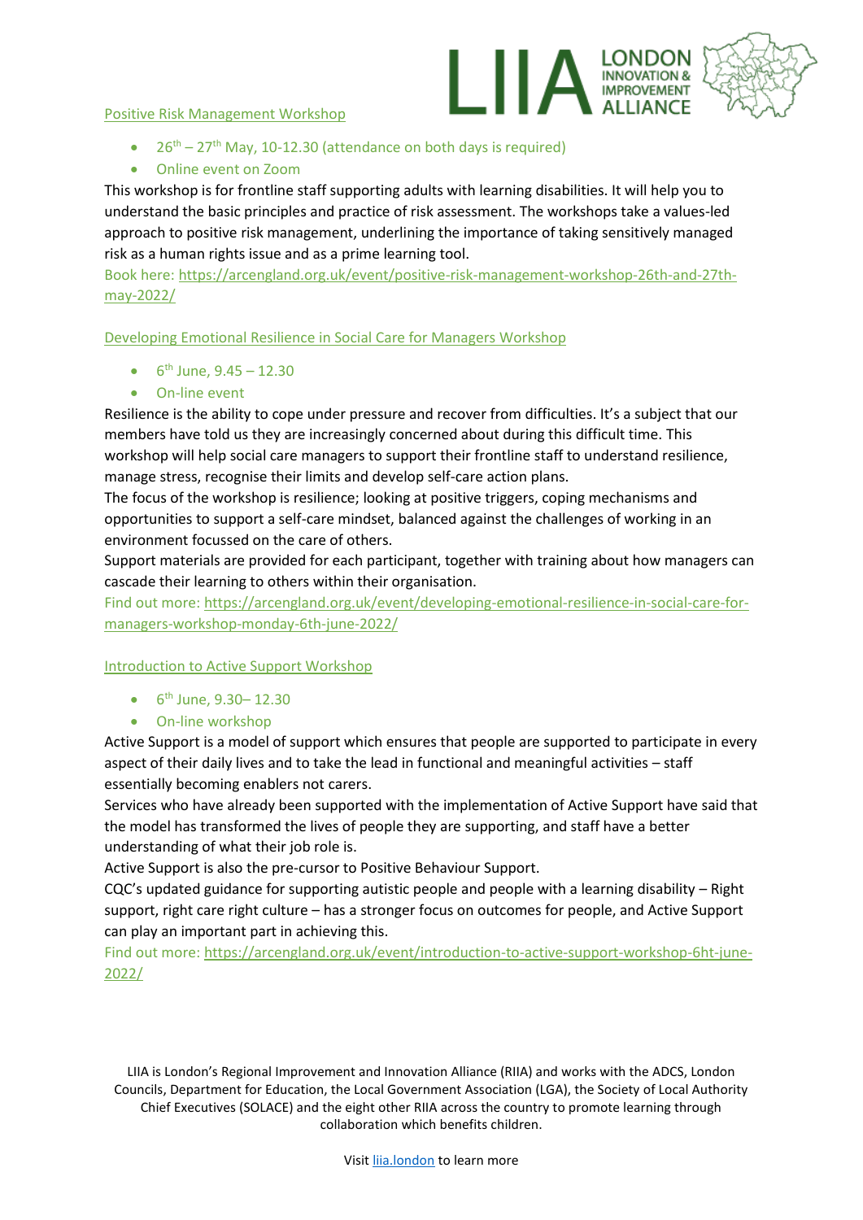[Positive Risk Management Workshop](https://arcengland.org.uk/event/positive-risk-management-workshop-26th-and-27th-may-2022/)

- 26th – 27th May, 10-12.30 (attendance on both days is required)
- Online event on Zoom

This workshop is for frontline staff supporting adults with learning disabilities. It will help you to understand the basic principles and practice of risk assessment. The workshops take a values-led approach to positive risk management, underlining the importance of taking sensitively managed risk as a human rights issue and as a prime learning tool.

Book here: https://arcengland.org.uk/event/positive-risk-management-workshop-26th-and-27th-may-2022/

[Developing Emotional Resilience in Social Care for Managers Workshop](https://arcengland.org.uk/event/developing-emotional-resilience-in-social-care-for-managers-workshop-monday-6th-june-2022/)

- 6th June, 9.45 – 12.30
- On-line event

Resilience is the ability to cope under pressure and recover from difficulties. It's a subject that our members have told us they are increasingly concerned about during this difficult time. This workshop will help social care managers to support their frontline staff to understand resilience, manage stress, recognise their limits and develop self-care action plans.

The focus of the workshop is resilience; looking at positive triggers, coping mechanisms and opportunities to support a self-care mindset, balanced against the challenges of working in an environment focussed on the care of others.

Support materials are provided for each participant, together with training about how managers can cascade their learning to others within their organisation.

Find out more: https://arcengland.org.uk/event/developing-emotional-resilience-in-social-care-for-managers-workshop-monday-6th-june-2022/

[Introduction to Active Support Workshop](https://arcengland.org.uk/event/introduction-to-active-support-workshop-6ht-june-2022/)

- 6th June, 9.30– 12.30
- On-line workshop

Active Support is a model of support which ensures that people are supported to participate in every aspect of their daily lives and to take the lead in functional and meaningful activities – staff essentially becoming enablers not carers.

Services who have already been supported with the implementation of Active Support have said that the model has transformed the lives of people they are supporting, and staff have a better understanding of what their job role is.

Active Support is also the pre-cursor to Positive Behaviour Support.

CQC's updated guidance for supporting autistic people and people with a learning disability – Right support, right care right culture – has a stronger focus on outcomes for people, and Active Support can play an important part in achieving this.

Find out more: https://arcengland.org.uk/event/introduction-to-active-support-workshop-6ht-june-2022/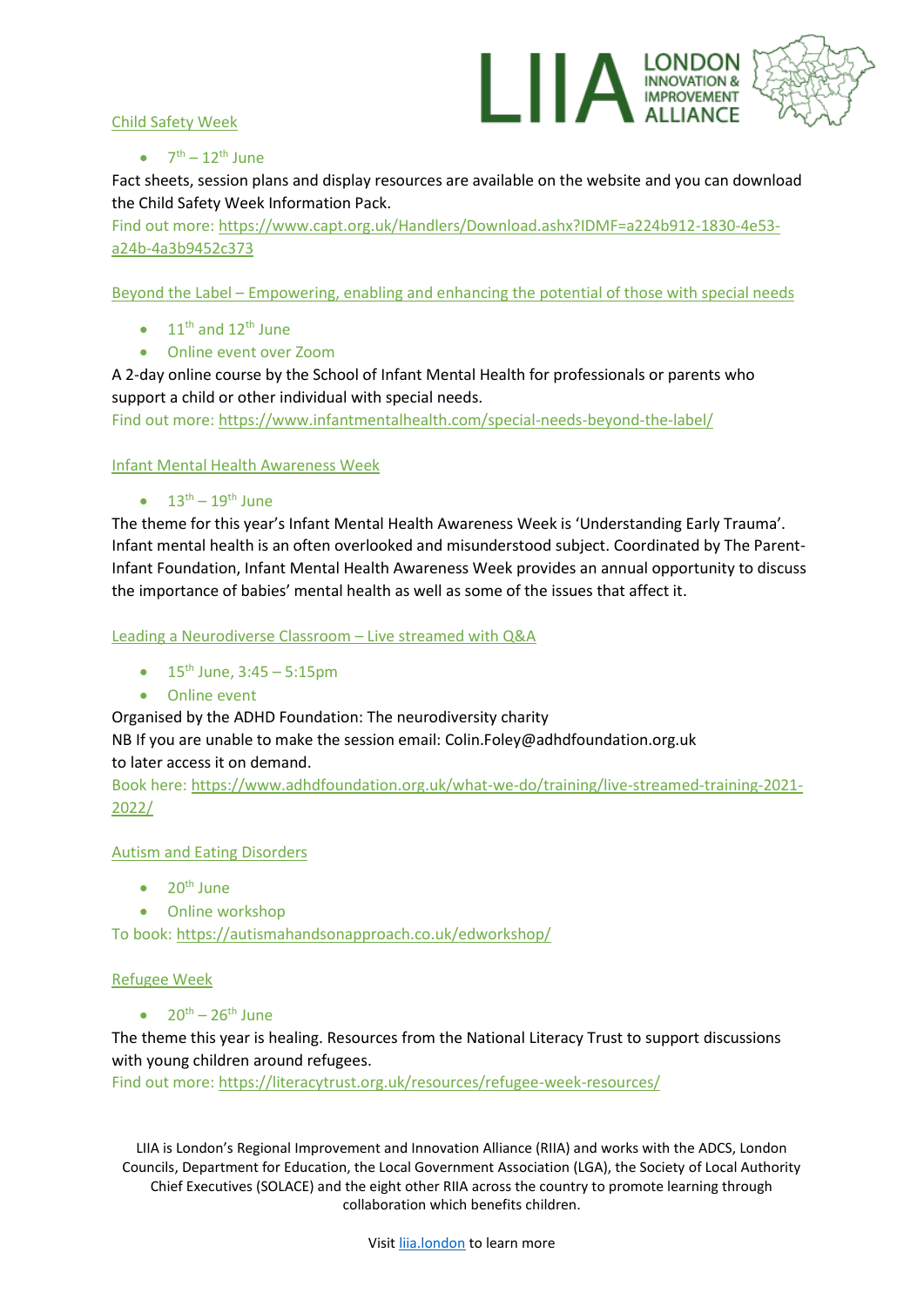## Child Safety Week

- 7th – 12th June

Fact sheets, session plans and display resources are available on the website and you can download the Child Safety Week Information Pack.

Find out more: https://www.capt.org.uk/Handlers/Download.ashx?IDMF=a224b912-1830-4e53-a24b-4a3b9452c373

## Beyond the Label – Empowering, enabling and enhancing the potential of those with special needs

- 11th and 12th June
- Online event over Zoom

A 2-day online course by the School of Infant Mental Health for professionals or parents who support a child or other individual with special needs.

Find out more: https://www.infantmentalhealth.com/special-needs-beyond-the-label/

## Infant Mental Health Awareness Week

- 13th – 19th June

The theme for this year's Infant Mental Health Awareness Week is 'Understanding Early Trauma'. Infant mental health is an often overlooked and misunderstood subject. Coordinated by The Parent-Infant Foundation, Infant Mental Health Awareness Week provides an annual opportunity to discuss the importance of babies' mental health as well as some of the issues that affect it.

## Leading a Neurodiverse Classroom – Live streamed with Q&A

- 15th June, 3:45 – 5:15pm
- Online event

Organised by the ADHD Foundation: The neurodiversity charity

NB If you are unable to make the session email: Colin.Foley@adhdfoundation.org.uk to later access it on demand.

Book here: https://www.adhdfoundation.org.uk/what-we-do/training/live-streamed-training-2021-2022/

## Autism and Eating Disorders

- 20th June
- Online workshop

To book: https://autismahandsonapproach.co.uk/edworkshop/

## Refugee Week

- 20th – 26th June

The theme this year is healing. Resources from the National Literacy Trust to support discussions with young children around refugees.

Find out more: https://literacytrust.org.uk/resources/refugee-week-resources/

LIIA is London's Regional Improvement and Innovation Alliance (RIIA) and works with the ADCS, London Councils, Department for Education, the Local Government Association (LGA), the Society of Local Authority Chief Executives (SOLACE) and the eight other RIIA across the country to promote learning through collaboration which benefits children.

Visit liia.london to learn more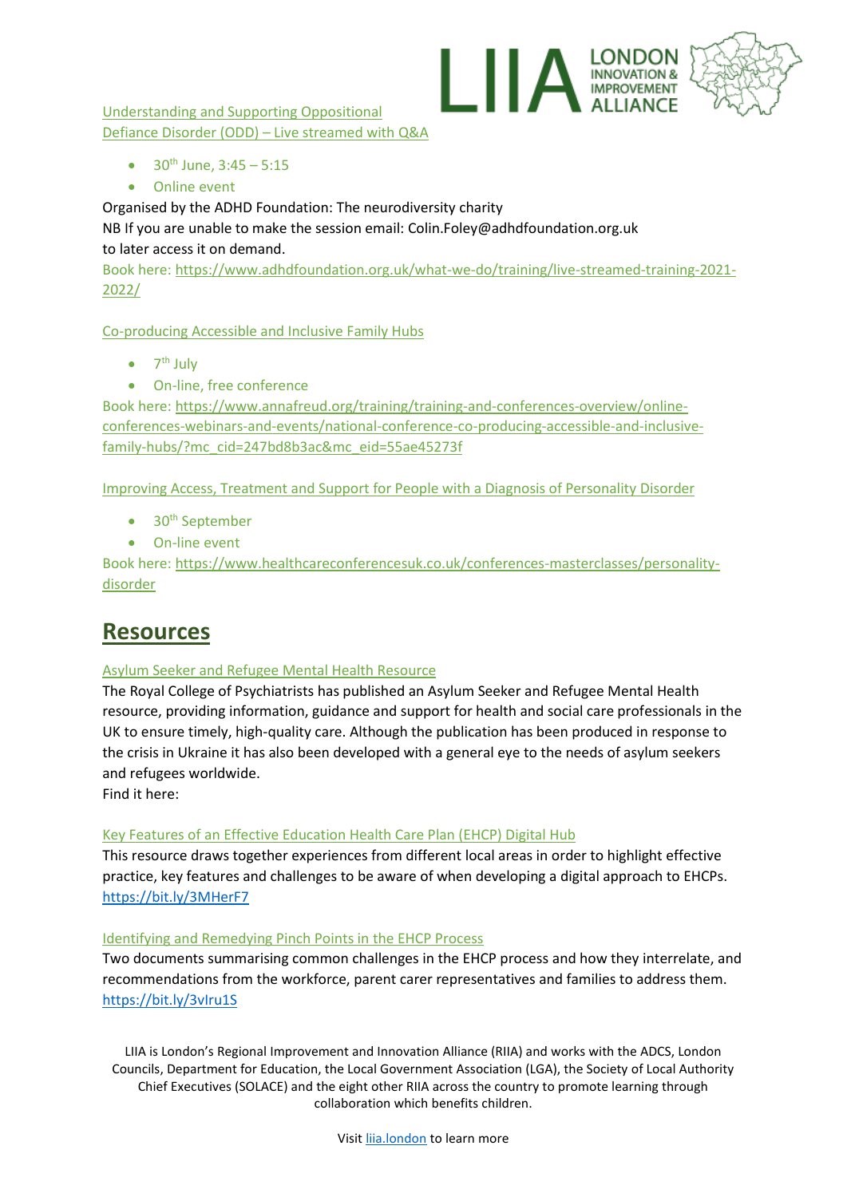[Understanding and Supporting Oppositional Defiance Disorder (ODD) – Live streamed with Q&A]

- 30th June, 3:45 – 5:15
- Online event

Organised by the ADHD Foundation: The neurodiversity charity
NB If you are unable to make the session email: Colin.Foley@adhdfoundation.org.uk to later access it on demand.
Book here: https://www.adhdfoundation.org.uk/what-we-do/training/live-streamed-training-2021-2022/

[Co-producing Accessible and Inclusive Family Hubs]

- 7th July
- On-line, free conference

Book here: https://www.annafreud.org/training/training-and-conferences-overview/online-conferences-webinars-and-events/national-conference-co-producing-accessible-and-inclusive-family-hubs/?mc_cid=247bd8b3ac&mc_eid=55ae45273f

[Improving Access, Treatment and Support for People with a Diagnosis of Personality Disorder]

- 30th September
- On-line event

Book here: https://www.healthcareconferencesuk.co.uk/conferences-masterclasses/personality-disorder

## Resources

[Asylum Seeker and Refugee Mental Health Resource]

The Royal College of Psychiatrists has published an Asylum Seeker and Refugee Mental Health resource, providing information, guidance and support for health and social care professionals in the UK to ensure timely, high-quality care. Although the publication has been produced in response to the crisis in Ukraine it has also been developed with a general eye to the needs of asylum seekers and refugees worldwide.
Find it here:

[Key Features of an Effective Education Health Care Plan (EHCP) Digital Hub]

This resource draws together experiences from different local areas in order to highlight effective practice, key features and challenges to be aware of when developing a digital approach to EHCPs.
https://bit.ly/3MHerF7

[Identifying and Remedying Pinch Points in the EHCP Process]

Two documents summarising common challenges in the EHCP process and how they interrelate, and recommendations from the workforce, parent carer representatives and families to address them.
https://bit.ly/3vIru1S

LIIA is London's Regional Improvement and Innovation Alliance (RIIA) and works with the ADCS, London Councils, Department for Education, the Local Government Association (LGA), the Society of Local Authority Chief Executives (SOLACE) and the eight other RIIA across the country to promote learning through collaboration which benefits children.

Visit liia.london to learn more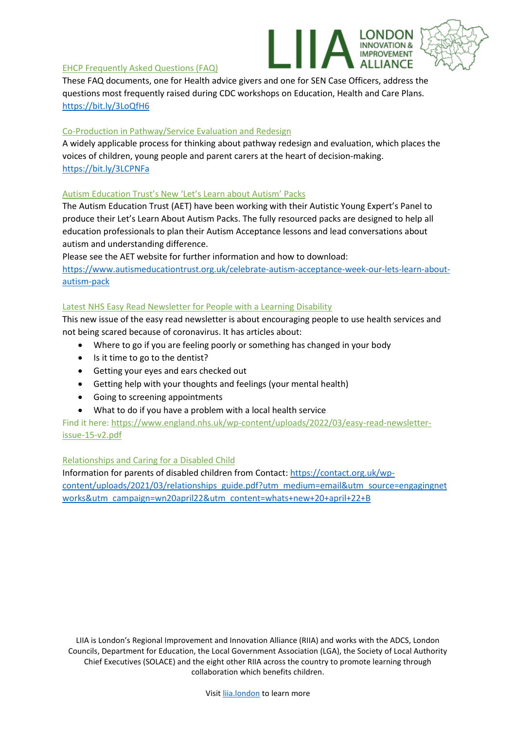### EHCP Frequently Asked Questions (FAQ)

These FAQ documents, one for Health advice givers and one for SEN Case Officers, address the questions most frequently raised during CDC workshops on Education, Health and Care Plans.
https://bit.ly/3LoQfH6

### Co-Production in Pathway/Service Evaluation and Redesign

A widely applicable process for thinking about pathway redesign and evaluation, which places the voices of children, young people and parent carers at the heart of decision-making.
https://bit.ly/3LCPNFa

### Autism Education Trust's New 'Let's Learn about Autism' Packs

The Autism Education Trust (AET) have been working with their Autistic Young Expert's Panel to produce their Let's Learn About Autism Packs. The fully resourced packs are designed to help all education professionals to plan their Autism Acceptance lessons and lead conversations about autism and understanding difference.
Please see the AET website for further information and how to download:
https://www.autismeducationtrust.org.uk/celebrate-autism-acceptance-week-our-lets-learn-about-autism-pack

### Latest NHS Easy Read Newsletter for People with a Learning Disability

This new issue of the easy read newsletter is about encouraging people to use health services and not being scared because of coronavirus. It has articles about:

- Where to go if you are feeling poorly or something has changed in your body
- Is it time to go to the dentist?
- Getting your eyes and ears checked out
- Getting help with your thoughts and feelings (your mental health)
- Going to screening appointments
- What to do if you have a problem with a local health service

Find it here: https://www.england.nhs.uk/wp-content/uploads/2022/03/easy-read-newsletter-issue-15-v2.pdf

### Relationships and Caring for a Disabled Child

Information for parents of disabled children from Contact: https://contact.org.uk/wp-content/uploads/2021/03/relationships_guide.pdf?utm_medium=email&utm_source=engagingnetworks&utm_campaign=wn20april22&utm_content=whats+new+20+april+22+B

LIIA is London's Regional Improvement and Innovation Alliance (RIIA) and works with the ADCS, London Councils, Department for Education, the Local Government Association (LGA), the Society of Local Authority Chief Executives (SOLACE) and the eight other RIIA across the country to promote learning through collaboration which benefits children.

Visit liia.london to learn more